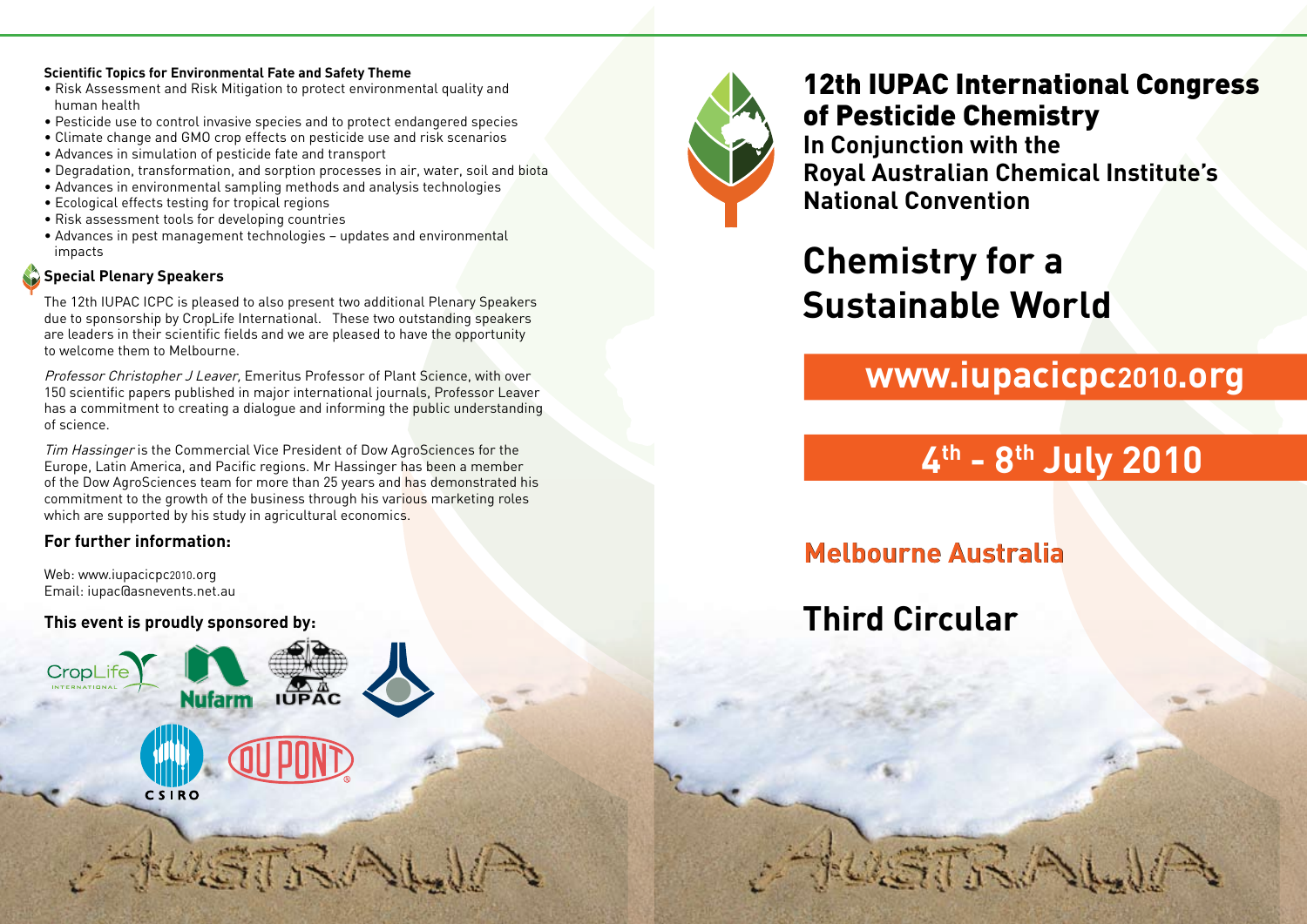**Scientific Topics for Environmental Fate and Safety Theme**

- Risk Assessment and Risk Mitigation to protect environmental quality and human health
- Pesticide use to control invasive species and to protect endangered species
- Climate change and GMO crop effects on pesticide use and risk scenarios
- Advances in simulation of pesticide fate and transport
- Degradation, transformation, and sorption processes in air, water, soil and biota
- Advances in environmental sampling methods and analysis technologies
- Ecological effects testing for tropical regions
- Risk assessment tools for developing countries
- Advances in pest management technologies – updates and environmental impacts

### Special Plenary Speakers

The 12th IUPAC ICPC is pleased to also present two additional Plenary Speakers due to sponsorship by CropLife International. These two outstanding speakers are leaders in their scientific fields and we are pleased to have the opportunity to welcome them to Melbourne.

*Professor Christopher J Leaver,* Emeritus Professor of Plant Science, with over 150 scientific papers published in major international journals, Professor Leaver has a commitment to creating a dialogue and informing the public understanding of science.

*Tim Hassinger* is the Commercial Vice President of Dow AgroSciences for the Europe, Latin America, and Pacific regions. Mr Hassinger has been a member of the Dow AgroSciences team for more than 25 years and has demonstrated his commitment to the growth of the business through his various marketing roles which are supported by his study in agricultural economics.

### For further information:

Web: www.iupacicpc2010.org
Email: iupac@asnevents.net.au

**This event is proudly sponsored by:**

CropLife International, Nufarm, IUPAC, CSIRO, DuPont

# 12th IUPAC International Congress of Pesticide Chemistry

## In Conjunction with the Royal Australian Chemical Institute's National Convention

# Chemistry for a Sustainable World

## www.iupacicpc2010.org

## 4th - 8th July 2010

## Melbourne Australia

## Third Circular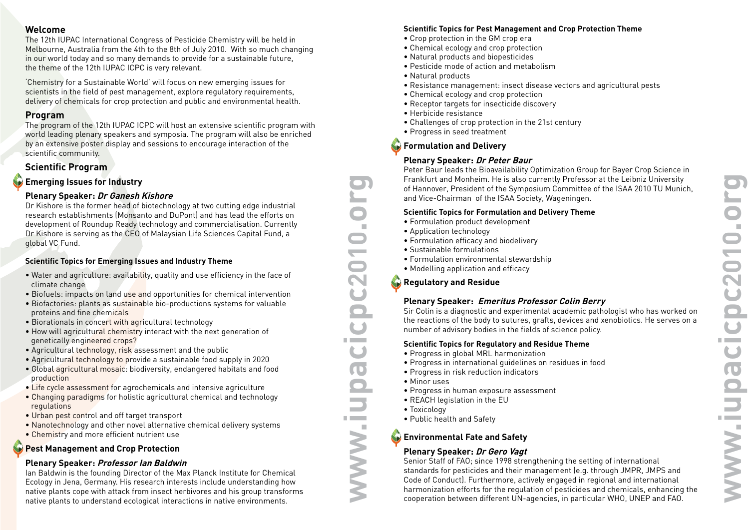## Welcome

The 12th IUPAC International Congress of Pesticide Chemistry will be held in Melbourne, Australia from the 4th to the 8th of July 2010. With so much changing in our world today and so many demands to provide for a sustainable future, the theme of the 12th IUPAC ICPC is very relevant.

'Chemistry for a Sustainable World' will focus on new emerging issues for scientists in the field of pest management, explore regulatory requirements, delivery of chemicals for crop protection and public and environmental health.

## Program

The program of the 12th IUPAC ICPC will host an extensive scientific program with world leading plenary speakers and symposia. The program will also be enriched by an extensive poster display and sessions to encourage interaction of the scientific community.

## Scientific Program

### Emerging Issues for Industry

**Plenary Speaker: *Dr Ganesh Kishore***

Dr Kishore is the former head of biotechnology at two cutting edge industrial research establishments (Monsanto and DuPont) and has lead the efforts on development of Roundup Ready technology and commercialisation. Currently Dr Kishore is serving as the CEO of Malaysian Life Sciences Capital Fund, a global VC Fund.

**Scientific Topics for Emerging Issues and Industry Theme**

- Water and agriculture: availability, quality and use efficiency in the face of climate change
- Biofuels: impacts on land use and opportunities for chemical intervention
- Biofactories: plants as sustainable bio-productions systems for valuable proteins and fine chemicals
- Biorationals in concert with agricultural technology
- How will agricultural chemistry interact with the next generation of genetically engineered crops?
- Agricultural technology, risk assessment and the public
- Agricultural technology to provide a sustainable food supply in 2020
- Global agricultural mosaic: biodiversity, endangered habitats and food production
- Life cycle assessment for agrochemicals and intensive agriculture
- Changing paradigms for holistic agricultural chemical and technology regulations
- Urban pest control and off target transport
- Nanotechnology and other novel alternative chemical delivery systems
- Chemistry and more efficient nutrient use

### Pest Management and Crop Protection

**Plenary Speaker: *Professor Ian Baldwin***

Ian Baldwin is the founding Director of the Max Planck Institute for Chemical Ecology in Jena, Germany. His research interests include understanding how native plants cope with attack from insect herbivores and his group transforms native plants to understand ecological interactions in native environments.

**Scientific Topics for Pest Management and Crop Protection Theme**

- Crop protection in the GM crop era
- Chemical ecology and crop protection
- Natural products and biopesticides
- Pesticide mode of action and metabolism
- Natural products
- Resistance management: insect disease vectors and agricultural pests
- Chemical ecology and crop protection
- Receptor targets for insecticide discovery
- Herbicide resistance
- Challenges of crop protection in the 21st century
- Progress in seed treatment

### Formulation and Delivery

**Plenary Speaker: *Dr Peter Baur***

Peter Baur leads the Bioavailability Optimization Group for Bayer Crop Science in Frankfurt and Monheim. He is also currently Professor at the Leibniz University of Hannover, President of the Symposium Committee of the ISAA 2010 TU Munich, and Vice-Chairman of the ISAA Society, Wageningen.

**Scientific Topics for Formulation and Delivery Theme**

- Formulation product development
- Application technology
- Formulation efficacy and biodelivery
- Sustainable formulations
- Formulation environmental stewardship
- Modelling application and efficacy

### Regulatory and Residue

**Plenary Speaker: *Emeritus Professor Colin Berry***

Sir Colin is a diagnostic and experimental academic pathologist who has worked on the reactions of the body to sutures, grafts, devices and xenobiotics. He serves on a number of advisory bodies in the fields of science policy.

**Scientific Topics for Regulatory and Residue Theme**

- Progress in global MRL harmonization
- Progress in international guidelines on residues in food
- Progress in risk reduction indicators
- Minor uses
- Progress in human exposure assessment
- REACH legislation in the EU
- Toxicology
- Public health and Safety

### Environmental Fate and Safety

**Plenary Speaker: *Dr Gero Vagt***

Senior Staff of FAO; since 1998 strengthening the setting of international standards for pesticides and their management (e.g. through JMPR, JMPS and Code of Conduct). Furthermore, actively engaged in regional and international harmonization efforts for the regulation of pesticides and chemicals, enhancing the cooperation between different UN-agencies, in particular WHO, UNEP and FAO.

www.iupacicpc2010.org